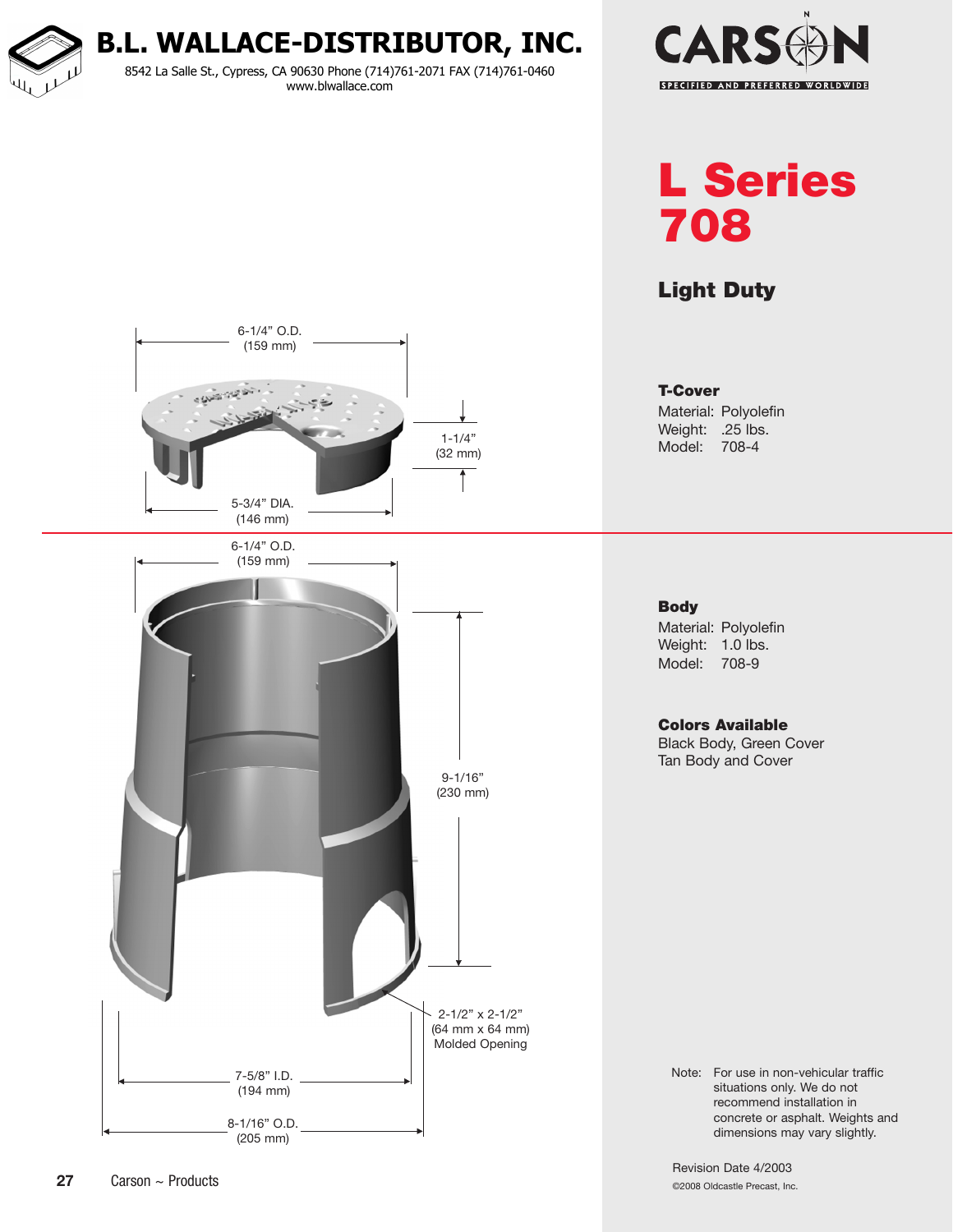# B.L. WALLACE-DISTRIBUTOR, INC.

8542 La Salle St., Cypress, CA 90630 Phone (714)761-2071 FAX (714)761-0460
www.blwallace.com

CARSON
SPECIFIED AND PREFERRED WORLDWIDE

# L Series 708

## Light Duty

6-1/4" O.D. (159 mm)

1-1/4" (32 mm)

5-3/4" DIA. (146 mm)

### T-Cover

Material: Polyolefin
Weight: .25 lbs.
Model: 708-4

6-1/4" O.D. (159 mm)

9-1/16" (230 mm)

2-1/2" x 2-1/2" (64 mm x 64 mm) Molded Opening

7-5/8" I.D. (194 mm)

8-1/16" O.D. (205 mm)

### Body

Material: Polyolefin
Weight: 1.0 lbs.
Model: 708-9

### Colors Available

Black Body, Green Cover
Tan Body and Cover

Note: For use in non-vehicular traffic situations only. We do not recommend installation in concrete or asphalt. Weights and dimensions may vary slightly.

Revision Date 4/2003

©2008 Oldcastle Precast, Inc.

Carson ~ Products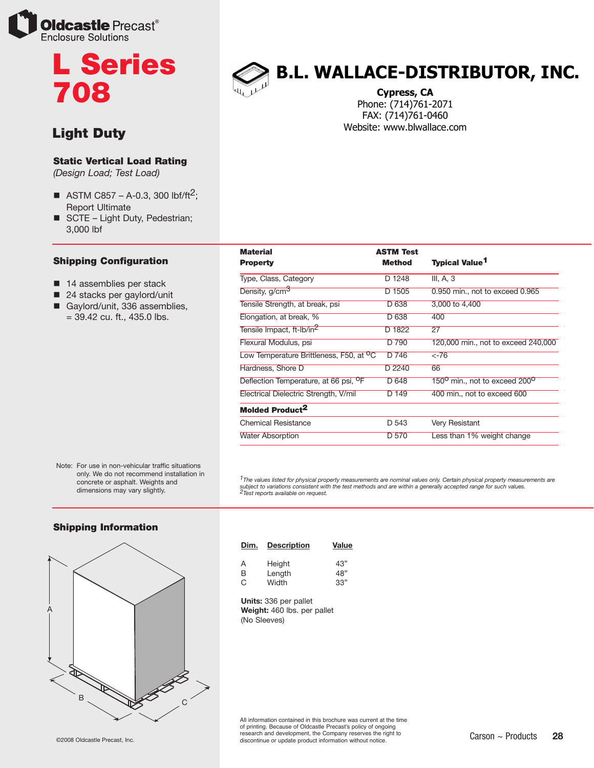# L Series 708

## Light Duty

### Static Vertical Load Rating

*(Design Load; Test Load)*

- ASTM C857 – A-0.3, 300 lbf/ft$^2$; Report Ultimate
- SCTE – Light Duty, Pedestrian; 3,000 lbf

# B.L. WALLACE-DISTRIBUTOR, INC.

**Cypress, CA**
Phone: (714)761-2071
FAX: (714)761-0460
Website: www.blwallace.com

### Shipping Configuration

- 14 assemblies per stack
- 24 stacks per gaylord/unit
- Gaylord/unit, 336 assemblies, = 39.42 cu. ft., 435.0 lbs.

| Material Property | ASTM Test Method | Typical Value[1] |
|---|---|---|
| Type, Class, Category | D 1248 | III, A, 3 |
| Density, g/cm$^3$ | D 1505 | 0.950 min., not to exceed 0.965 |
| Tensile Strength, at break, psi | D 638 | 3,000 to 4,400 |
| Elongation, at break, % | D 638 | 400 |
| Tensile Impact, ft-lb/in$^2$ | D 1822 | 27 |
| Flexural Modulus, psi | D 790 | 120,000 min., not to exceed 240,000 |
| Low Temperature Brittleness, F50, at $^oC$ | D 746 | <-76 |
| Hardness, Shore D | D 2240 | 66 |
| Deflection Temperature, at 66 psi, $^oF$ | D 648 | 150$^o$ min., not to exceed 200$^o$ |
| Electrical Dielectric Strength, V/mil | D 149 | 400 min., not to exceed 600 |
| **Molded Product[2]** | | |
| Chemical Resistance | D 543 | Very Resistant |
| Water Absorption | D 570 | Less than 1% weight change |

Note: For use in non-vehicular traffic situations only. We do not recommend installation in concrete or asphalt. Weights and dimensions may vary slightly.

*[1]The values listed for physical property measurements are nominal values only. Certain physical property measurements are subject to variations consistent with the test methods and are within a generally accepted range for such values.*
*[2]Test reports available on request.*

### Shipping Information

A
B
C

| Dim. | Description | Value |
|---|---|---|
| A | Height | 43” |
| B | Length | 48” |
| C | Width | 33” |

**Units:** 336 per pallet
**Weight:** 460 lbs. per pallet
(No Sleeves)

©2008 Oldcastle Precast, Inc.

All information contained in this brochure was current at the time of printing. Because of Oldcastle Precast's policy of ongoing research and development, the Company reserves the right to discontinue or update product information without notice.